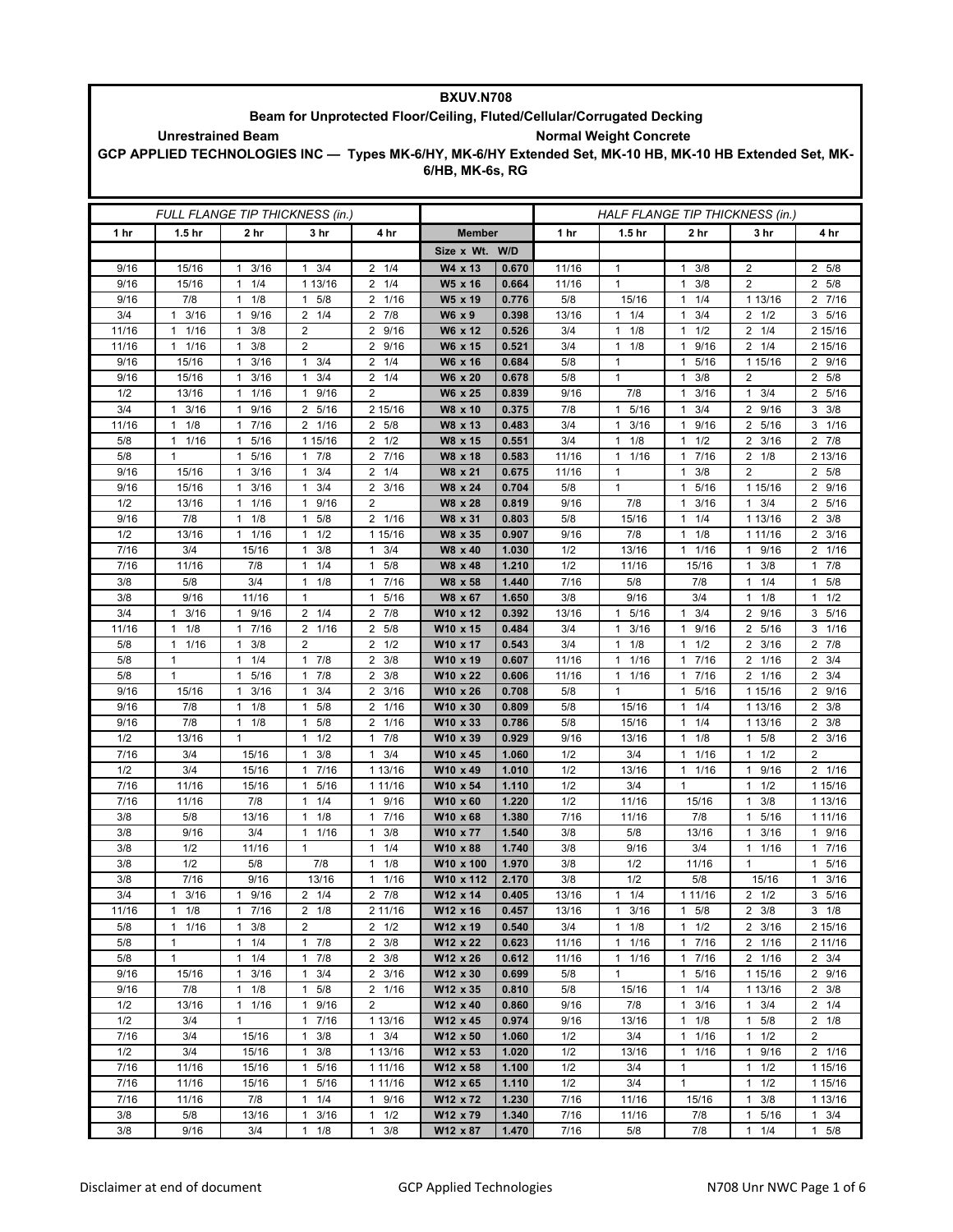**BXUV.N708**

**Beam for Unprotected Floor/Ceiling, Fluted/Cellular/Corrugated Decking**

**Unrestrained Beam** **Normal Weight Concrete**

**GCP APPLIED TECHNOLOGIES INC — Types MK-6/HY, MK-6/HY Extended Set, MK-10 HB, MK-10 HB Extended Set, MK-6/HB, MK-6s, RG**

| FULL FLANGE TIP THICKNESS (in.) | | | | | | | HALF FLANGE TIP THICKNESS (in.) | | | | |
|---|---|---|---|---|---|---|---|---|---|---|---|
| 1 hr | 1.5 hr | 2 hr | 3 hr | 4 hr | Member | | 1 hr | 1.5 hr | 2 hr | 3 hr | 4 hr |
| | | | | | Size x Wt. | W/D | | | | | |
| 9/16 | 15/16 | 1 3/16 | 1 3/4 | 2 1/4 | W4 x 13 | 0.670 | 11/16 | 1 | 1 3/8 | 2 | 2 5/8 |
| 9/16 | 15/16 | 1 1/4 | 1 13/16 | 2 1/4 | W5 x 16 | 0.664 | 11/16 | 1 | 1 3/8 | 2 | 2 5/8 |
| 9/16 | 7/8 | 1 1/8 | 1 5/8 | 2 1/16 | W5 x 19 | 0.776 | 5/8 | 15/16 | 1 1/4 | 1 13/16 | 2 7/16 |
| 3/4 | 1 3/16 | 1 9/16 | 2 1/4 | 2 7/8 | W6 x 9 | 0.398 | 13/16 | 1 1/4 | 1 3/4 | 2 1/2 | 3 5/16 |
| 11/16 | 1 1/16 | 1 3/8 | 2 | 2 9/16 | W6 x 12 | 0.526 | 3/4 | 1 1/8 | 1 1/2 | 2 1/4 | 2 15/16 |
| 11/16 | 1 1/16 | 1 3/8 | 2 | 2 9/16 | W6 x 15 | 0.521 | 3/4 | 1 1/8 | 1 9/16 | 2 1/4 | 2 15/16 |
| 9/16 | 15/16 | 1 3/16 | 1 3/4 | 2 1/4 | W6 x 16 | 0.684 | 5/8 | 1 | 1 5/16 | 1 15/16 | 2 9/16 |
| 9/16 | 15/16 | 1 3/16 | 1 3/4 | 2 1/4 | W6 x 20 | 0.678 | 5/8 | 1 | 1 3/8 | 2 | 2 5/8 |
| 1/2 | 13/16 | 1 1/16 | 1 9/16 | 2 | W6 x 25 | 0.839 | 9/16 | 7/8 | 1 3/16 | 1 3/4 | 2 5/16 |
| 3/4 | 1 3/16 | 1 9/16 | 2 5/16 | 2 15/16 | W8 x 10 | 0.375 | 7/8 | 1 5/16 | 1 3/4 | 2 9/16 | 3 3/8 |
| 11/16 | 1 1/8 | 1 7/16 | 2 1/16 | 2 5/8 | W8 x 13 | 0.483 | 3/4 | 1 3/16 | 1 9/16 | 2 5/16 | 3 1/16 |
| 5/8 | 1 1/16 | 1 5/16 | 1 15/16 | 2 1/2 | W8 x 15 | 0.551 | 3/4 | 1 1/8 | 1 1/2 | 2 3/16 | 2 7/8 |
| 5/8 | 1 | 1 5/16 | 1 7/8 | 2 7/16 | W8 x 18 | 0.583 | 11/16 | 1 1/16 | 1 7/16 | 2 1/8 | 2 13/16 |
| 9/16 | 15/16 | 1 3/16 | 1 3/4 | 2 1/4 | W8 x 21 | 0.675 | 11/16 | 1 | 1 3/8 | 2 | 2 5/8 |
| 9/16 | 15/16 | 1 3/16 | 1 3/4 | 2 3/16 | W8 x 24 | 0.704 | 5/8 | 1 | 1 5/16 | 1 15/16 | 2 9/16 |
| 1/2 | 13/16 | 1 1/16 | 1 9/16 | 2 | W8 x 28 | 0.819 | 9/16 | 7/8 | 1 3/16 | 1 3/4 | 2 5/16 |
| 9/16 | 7/8 | 1 1/8 | 1 5/8 | 2 1/16 | W8 x 31 | 0.803 | 5/8 | 15/16 | 1 1/4 | 1 13/16 | 2 3/8 |
| 1/2 | 13/16 | 1 1/16 | 1 1/2 | 1 15/16 | W8 x 35 | 0.907 | 9/16 | 7/8 | 1 1/8 | 1 11/16 | 2 3/16 |
| 7/16 | 3/4 | 15/16 | 1 3/8 | 1 3/4 | W8 x 40 | 1.030 | 1/2 | 13/16 | 1 1/16 | 1 9/16 | 2 1/16 |
| 7/16 | 11/16 | 7/8 | 1 1/4 | 1 5/8 | W8 x 48 | 1.210 | 1/2 | 11/16 | 15/16 | 1 3/8 | 1 7/8 |
| 3/8 | 5/8 | 3/4 | 1 1/8 | 1 7/16 | W8 x 58 | 1.440 | 7/16 | 5/8 | 7/8 | 1 1/4 | 1 5/8 |
| 3/8 | 9/16 | 11/16 | 1 | 1 5/16 | W8 x 67 | 1.650 | 3/8 | 9/16 | 3/4 | 1 1/8 | 1 1/2 |
| 3/4 | 1 3/16 | 1 9/16 | 2 1/4 | 2 7/8 | W10 x 12 | 0.392 | 13/16 | 1 5/16 | 1 3/4 | 2 9/16 | 3 5/16 |
| 11/16 | 1 1/8 | 1 7/16 | 2 1/16 | 2 5/8 | W10 x 15 | 0.484 | 3/4 | 1 3/16 | 1 9/16 | 2 5/16 | 3 1/16 |
| 5/8 | 1 1/16 | 1 3/8 | 2 | 2 1/2 | W10 x 17 | 0.543 | 3/4 | 1 1/8 | 1 1/2 | 2 3/16 | 2 7/8 |
| 5/8 | 1 | 1 1/4 | 1 7/8 | 2 3/8 | W10 x 19 | 0.607 | 11/16 | 1 1/16 | 1 7/16 | 2 1/16 | 2 3/4 |
| 5/8 | 1 | 1 5/16 | 1 7/8 | 2 3/8 | W10 x 22 | 0.606 | 11/16 | 1 1/16 | 1 7/16 | 2 1/16 | 2 3/4 |
| 9/16 | 15/16 | 1 3/16 | 1 3/4 | 2 3/16 | W10 x 26 | 0.708 | 5/8 | 1 | 1 5/16 | 1 15/16 | 2 9/16 |
| 9/16 | 7/8 | 1 1/8 | 1 5/8 | 2 1/16 | W10 x 30 | 0.809 | 5/8 | 15/16 | 1 1/4 | 1 13/16 | 2 3/8 |
| 9/16 | 7/8 | 1 1/8 | 1 5/8 | 2 1/16 | W10 x 33 | 0.786 | 5/8 | 15/16 | 1 1/4 | 1 13/16 | 2 3/8 |
| 1/2 | 13/16 | 1 | 1 1/2 | 1 7/8 | W10 x 39 | 0.929 | 9/16 | 13/16 | 1 1/8 | 1 5/8 | 2 3/16 |
| 7/16 | 3/4 | 15/16 | 1 3/8 | 1 3/4 | W10 x 45 | 1.060 | 1/2 | 3/4 | 1 1/16 | 1 1/2 | 2 |
| 1/2 | 3/4 | 15/16 | 1 7/16 | 1 13/16 | W10 x 49 | 1.010 | 1/2 | 13/16 | 1 1/16 | 1 9/16 | 2 1/16 |
| 7/16 | 11/16 | 15/16 | 1 5/16 | 1 11/16 | W10 x 54 | 1.110 | 1/2 | 3/4 | 1 | 1 1/2 | 1 15/16 |
| 7/16 | 11/16 | 7/8 | 1 1/4 | 1 9/16 | W10 x 60 | 1.220 | 1/2 | 11/16 | 15/16 | 1 3/8 | 1 13/16 |
| 3/8 | 5/8 | 13/16 | 1 1/8 | 1 7/16 | W10 x 68 | 1.380 | 7/16 | 11/16 | 7/8 | 1 5/16 | 1 11/16 |
| 3/8 | 9/16 | 3/4 | 1 1/16 | 1 3/8 | W10 x 77 | 1.540 | 3/8 | 5/8 | 13/16 | 1 3/16 | 1 9/16 |
| 3/8 | 1/2 | 11/16 | 1 | 1 1/4 | W10 x 88 | 1.740 | 3/8 | 9/16 | 3/4 | 1 1/16 | 1 7/16 |
| 3/8 | 1/2 | 5/8 | 7/8 | 1 1/8 | W10 x 100 | 1.970 | 3/8 | 1/2 | 11/16 | 1 | 1 5/16 |
| 3/8 | 7/16 | 9/16 | 13/16 | 1 1/16 | W10 x 112 | 2.170 | 3/8 | 1/2 | 5/8 | 15/16 | 1 3/16 |
| 3/4 | 1 3/16 | 1 9/16 | 2 1/4 | 2 7/8 | W12 x 14 | 0.405 | 13/16 | 1 1/4 | 1 11/16 | 2 1/2 | 3 5/16 |
| 11/16 | 1 1/8 | 1 7/16 | 2 1/8 | 2 11/16 | W12 x 16 | 0.457 | 13/16 | 1 3/16 | 1 5/8 | 2 3/8 | 3 1/8 |
| 5/8 | 1 1/16 | 1 3/8 | 2 | 2 1/2 | W12 x 19 | 0.540 | 3/4 | 1 1/8 | 1 1/2 | 2 3/16 | 2 15/16 |
| 5/8 | 1 | 1 1/4 | 1 7/8 | 2 3/8 | W12 x 22 | 0.623 | 11/16 | 1 1/16 | 1 7/16 | 2 1/16 | 2 11/16 |
| 5/8 | 1 | 1 1/4 | 1 7/8 | 2 3/8 | W12 x 26 | 0.612 | 11/16 | 1 1/16 | 1 7/16 | 2 1/16 | 2 3/4 |
| 9/16 | 15/16 | 1 3/16 | 1 3/4 | 2 3/16 | W12 x 30 | 0.699 | 5/8 | 1 | 1 5/16 | 1 15/16 | 2 9/16 |
| 9/16 | 7/8 | 1 1/8 | 1 5/8 | 2 1/16 | W12 x 35 | 0.810 | 5/8 | 15/16 | 1 1/4 | 1 13/16 | 2 3/8 |
| 1/2 | 13/16 | 1 1/16 | 1 9/16 | 2 | W12 x 40 | 0.860 | 9/16 | 7/8 | 1 3/16 | 1 3/4 | 2 1/4 |
| 1/2 | 3/4 | 1 | 1 7/16 | 1 13/16 | W12 x 45 | 0.974 | 9/16 | 13/16 | 1 1/8 | 1 5/8 | 2 1/8 |
| 7/16 | 3/4 | 15/16 | 1 3/8 | 1 3/4 | W12 x 50 | 1.060 | 1/2 | 3/4 | 1 1/16 | 1 1/2 | 2 |
| 1/2 | 3/4 | 15/16 | 1 3/8 | 1 13/16 | W12 x 53 | 1.020 | 1/2 | 13/16 | 1 1/16 | 1 9/16 | 2 1/16 |
| 7/16 | 11/16 | 15/16 | 1 5/16 | 1 11/16 | W12 x 58 | 1.100 | 1/2 | 3/4 | 1 | 1 1/2 | 1 15/16 |
| 7/16 | 11/16 | 15/16 | 1 5/16 | 1 11/16 | W12 x 65 | 1.110 | 1/2 | 3/4 | 1 | 1 1/2 | 1 15/16 |
| 7/16 | 11/16 | 7/8 | 1 1/4 | 1 9/16 | W12 x 72 | 1.230 | 7/16 | 11/16 | 15/16 | 1 3/8 | 1 13/16 |
| 3/8 | 5/8 | 13/16 | 1 3/16 | 1 1/2 | W12 x 79 | 1.340 | 7/16 | 11/16 | 7/8 | 1 5/16 | 1 3/4 |
| 3/8 | 9/16 | 3/4 | 1 1/8 | 1 3/8 | W12 x 87 | 1.470 | 7/16 | 5/8 | 7/8 | 1 1/4 | 1 5/8 |

Disclaimer at end of document GCP Applied Technologies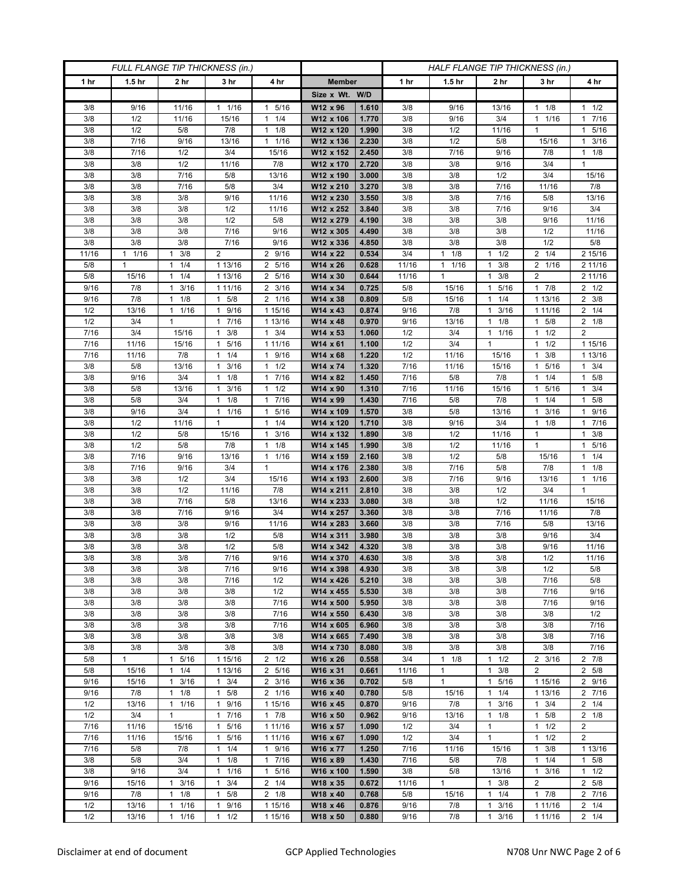| FULL FLANGE TIP THICKNESS (in.) | | | | | Member | | HALF FLANGE TIP THICKNESS (in.) | | | | |
|---|---|---|---|---|---|---|---|---|---|---|---|
| 1 hr | 1.5 hr | 2 hr | 3 hr | 4 hr | Member | | 1 hr | 1.5 hr | 2 hr | 3 hr | 4 hr |
| | | | | | Size x Wt. | W/D | | | | | |
| 3/8 | 9/16 | 11/16 | 1 1/16 | 1 5/16 | W12 x 96 | 1.610 | 3/8 | 9/16 | 13/16 | 1 1/8 | 1 1/2 |
| 3/8 | 1/2 | 11/16 | 15/16 | 1 1/4 | W12 x 106 | 1.770 | 3/8 | 9/16 | 3/4 | 1 1/16 | 1 7/16 |
| 3/8 | 1/2 | 5/8 | 7/8 | 1 1/8 | W12 x 120 | 1.990 | 3/8 | 1/2 | 11/16 | 1 | 1 5/16 |
| 3/8 | 7/16 | 9/16 | 13/16 | 1 1/16 | W12 x 136 | 2.230 | 3/8 | 1/2 | 5/8 | 15/16 | 1 3/16 |
| 3/8 | 7/16 | 1/2 | 3/4 | 15/16 | W12 x 152 | 2.450 | 3/8 | 7/16 | 9/16 | 7/8 | 1 1/8 |
| 3/8 | 3/8 | 1/2 | 11/16 | 7/8 | W12 x 170 | 2.720 | 3/8 | 3/8 | 9/16 | 3/4 | 1 |
| 3/8 | 3/8 | 7/16 | 5/8 | 13/16 | W12 x 190 | 3.000 | 3/8 | 3/8 | 1/2 | 3/4 | 15/16 |
| 3/8 | 3/8 | 7/16 | 5/8 | 3/4 | W12 x 210 | 3.270 | 3/8 | 3/8 | 7/16 | 11/16 | 7/8 |
| 3/8 | 3/8 | 3/8 | 9/16 | 11/16 | W12 x 230 | 3.550 | 3/8 | 3/8 | 7/16 | 5/8 | 13/16 |
| 3/8 | 3/8 | 3/8 | 1/2 | 11/16 | W12 x 252 | 3.840 | 3/8 | 3/8 | 7/16 | 9/16 | 3/4 |
| 3/8 | 3/8 | 3/8 | 1/2 | 5/8 | W12 x 279 | 4.190 | 3/8 | 3/8 | 3/8 | 9/16 | 11/16 |
| 3/8 | 3/8 | 3/8 | 7/16 | 9/16 | W12 x 305 | 4.490 | 3/8 | 3/8 | 3/8 | 1/2 | 11/16 |
| 3/8 | 3/8 | 3/8 | 7/16 | 9/16 | W12 x 336 | 4.850 | 3/8 | 3/8 | 3/8 | 1/2 | 5/8 |
| 11/16 | 1 1/16 | 1 3/8 | 2 | 2 9/16 | W14 x 22 | 0.534 | 3/4 | 1 1/8 | 1 1/2 | 2 1/4 | 2 15/16 |
| 5/8 | 1 | 1 1/4 | 1 13/16 | 2 5/16 | W14 x 26 | 0.628 | 11/16 | 1 1/16 | 1 3/8 | 2 1/16 | 2 11/16 |
| 5/8 | 15/16 | 1 1/4 | 1 13/16 | 2 5/16 | W14 x 30 | 0.644 | 11/16 | 1 | 1 3/8 | 2 | 2 11/16 |
| 9/16 | 7/8 | 1 3/16 | 1 11/16 | 2 3/16 | W14 x 34 | 0.725 | 5/8 | 15/16 | 1 5/16 | 1 7/8 | 2 1/2 |
| 9/16 | 7/8 | 1 1/8 | 1 5/8 | 2 1/16 | W14 x 38 | 0.809 | 5/8 | 15/16 | 1 1/4 | 1 13/16 | 2 3/8 |
| 1/2 | 13/16 | 1 1/16 | 1 9/16 | 1 15/16 | W14 x 43 | 0.874 | 9/16 | 7/8 | 1 3/16 | 1 11/16 | 2 1/4 |
| 1/2 | 3/4 | 1 | 1 7/16 | 1 13/16 | W14 x 48 | 0.970 | 9/16 | 13/16 | 1 1/8 | 1 5/8 | 2 1/8 |
| 7/16 | 3/4 | 15/16 | 1 3/8 | 1 3/4 | W14 x 53 | 1.060 | 1/2 | 3/4 | 1 1/16 | 1 1/2 | 2 |
| 7/16 | 11/16 | 15/16 | 1 5/16 | 1 11/16 | W14 x 61 | 1.100 | 1/2 | 3/4 | 1 | 1 1/2 | 1 15/16 |
| 7/16 | 11/16 | 7/8 | 1 1/4 | 1 9/16 | W14 x 68 | 1.220 | 1/2 | 11/16 | 15/16 | 1 3/8 | 1 13/16 |
| 3/8 | 5/8 | 13/16 | 1 3/16 | 1 1/2 | W14 x 74 | 1.320 | 7/16 | 11/16 | 15/16 | 1 5/16 | 1 3/4 |
| 3/8 | 9/16 | 3/4 | 1 1/8 | 1 7/16 | W14 x 82 | 1.450 | 7/16 | 5/8 | 7/8 | 1 1/4 | 1 5/8 |
| 3/8 | 5/8 | 13/16 | 1 3/16 | 1 1/2 | W14 x 90 | 1.310 | 7/16 | 11/16 | 15/16 | 1 5/16 | 1 3/4 |
| 3/8 | 5/8 | 3/4 | 1 1/8 | 1 7/16 | W14 x 99 | 1.430 | 7/16 | 5/8 | 7/8 | 1 1/4 | 1 5/8 |
| 3/8 | 9/16 | 3/4 | 1 1/16 | 1 5/16 | W14 x 109 | 1.570 | 3/8 | 5/8 | 13/16 | 1 3/16 | 1 9/16 |
| 3/8 | 1/2 | 11/16 | 1 | 1 1/4 | W14 x 120 | 1.710 | 3/8 | 9/16 | 3/4 | 1 1/8 | 1 7/16 |
| 3/8 | 1/2 | 5/8 | 15/16 | 1 3/16 | W14 x 132 | 1.890 | 3/8 | 1/2 | 11/16 | 1 | 1 3/8 |
| 3/8 | 1/2 | 5/8 | 7/8 | 1 1/8 | W14 x 145 | 1.990 | 3/8 | 1/2 | 11/16 | 1 | 1 5/16 |
| 3/8 | 7/16 | 9/16 | 13/16 | 1 1/16 | W14 x 159 | 2.160 | 3/8 | 1/2 | 5/8 | 15/16 | 1 1/4 |
| 3/8 | 7/16 | 9/16 | 3/4 | 1 | W14 x 176 | 2.380 | 3/8 | 7/16 | 5/8 | 7/8 | 1 1/8 |
| 3/8 | 3/8 | 1/2 | 3/4 | 15/16 | W14 x 193 | 2.600 | 3/8 | 7/16 | 9/16 | 13/16 | 1 1/16 |
| 3/8 | 3/8 | 1/2 | 11/16 | 7/8 | W14 x 211 | 2.810 | 3/8 | 3/8 | 1/2 | 3/4 | 1 |
| 3/8 | 3/8 | 7/16 | 5/8 | 13/16 | W14 x 233 | 3.080 | 3/8 | 3/8 | 1/2 | 11/16 | 15/16 |
| 3/8 | 3/8 | 7/16 | 9/16 | 3/4 | W14 x 257 | 3.360 | 3/8 | 3/8 | 7/16 | 11/16 | 7/8 |
| 3/8 | 3/8 | 3/8 | 9/16 | 11/16 | W14 x 283 | 3.660 | 3/8 | 3/8 | 7/16 | 5/8 | 13/16 |
| 3/8 | 3/8 | 3/8 | 1/2 | 5/8 | W14 x 311 | 3.980 | 3/8 | 3/8 | 3/8 | 9/16 | 3/4 |
| 3/8 | 3/8 | 3/8 | 1/2 | 5/8 | W14 x 342 | 4.320 | 3/8 | 3/8 | 3/8 | 9/16 | 11/16 |
| 3/8 | 3/8 | 3/8 | 7/16 | 9/16 | W14 x 370 | 4.630 | 3/8 | 3/8 | 3/8 | 1/2 | 11/16 |
| 3/8 | 3/8 | 3/8 | 7/16 | 9/16 | W14 x 398 | 4.930 | 3/8 | 3/8 | 3/8 | 1/2 | 5/8 |
| 3/8 | 3/8 | 3/8 | 7/16 | 1/2 | W14 x 426 | 5.210 | 3/8 | 3/8 | 3/8 | 7/16 | 5/8 |
| 3/8 | 3/8 | 3/8 | 3/8 | 1/2 | W14 x 455 | 5.530 | 3/8 | 3/8 | 3/8 | 7/16 | 9/16 |
| 3/8 | 3/8 | 3/8 | 3/8 | 7/16 | W14 x 500 | 5.950 | 3/8 | 3/8 | 3/8 | 7/16 | 9/16 |
| 3/8 | 3/8 | 3/8 | 3/8 | 7/16 | W14 x 550 | 6.430 | 3/8 | 3/8 | 3/8 | 3/8 | 1/2 |
| 3/8 | 3/8 | 3/8 | 3/8 | 7/16 | W14 x 605 | 6.960 | 3/8 | 3/8 | 3/8 | 3/8 | 7/16 |
| 3/8 | 3/8 | 3/8 | 3/8 | 3/8 | W14 x 665 | 7.490 | 3/8 | 3/8 | 3/8 | 3/8 | 7/16 |
| 3/8 | 3/8 | 3/8 | 3/8 | 3/8 | W14 x 730 | 8.080 | 3/8 | 3/8 | 3/8 | 3/8 | 7/16 |
| 5/8 | 1 | 1 5/16 | 1 15/16 | 2 1/2 | W16 x 26 | 0.558 | 3/4 | 1 1/8 | 1 1/2 | 2 3/16 | 2 7/8 |
| 5/8 | 15/16 | 1 1/4 | 1 13/16 | 2 5/16 | W16 x 31 | 0.661 | 11/16 | 1 | 1 3/8 | 2 | 2 5/8 |
| 9/16 | 15/16 | 1 3/16 | 1 3/4 | 2 3/16 | W16 x 36 | 0.702 | 5/8 | 1 | 1 5/16 | 1 15/16 | 2 9/16 |
| 9/16 | 7/8 | 1 1/8 | 1 5/8 | 2 1/16 | W16 x 40 | 0.780 | 5/8 | 15/16 | 1 1/4 | 1 13/16 | 2 7/16 |
| 1/2 | 13/16 | 1 1/16 | 1 9/16 | 1 15/16 | W16 x 45 | 0.870 | 9/16 | 7/8 | 1 3/16 | 1 3/4 | 2 1/4 |
| 1/2 | 3/4 | 1 | 1 7/16 | 1 7/8 | W16 x 50 | 0.962 | 9/16 | 13/16 | 1 1/8 | 1 5/8 | 2 1/8 |
| 7/16 | 11/16 | 15/16 | 1 5/16 | 1 11/16 | W16 x 57 | 1.090 | 1/2 | 3/4 | 1 | 1 1/2 | 2 |
| 7/16 | 11/16 | 15/16 | 1 5/16 | 1 11/16 | W16 x 67 | 1.090 | 1/2 | 3/4 | 1 | 1 1/2 | 2 |
| 7/16 | 5/8 | 7/8 | 1 1/4 | 1 9/16 | W16 x 77 | 1.250 | 7/16 | 11/16 | 15/16 | 1 3/8 | 1 13/16 |
| 3/8 | 5/8 | 3/4 | 1 1/8 | 1 7/16 | W16 x 89 | 1.430 | 7/16 | 5/8 | 7/8 | 1 1/4 | 1 5/8 |
| 3/8 | 9/16 | 3/4 | 1 1/16 | 1 5/16 | W16 x 100 | 1.590 | 3/8 | 5/8 | 13/16 | 1 3/16 | 1 1/2 |
| 9/16 | 15/16 | 1 3/16 | 1 3/4 | 2 1/4 | W18 x 35 | 0.672 | 11/16 | 1 | 1 3/8 | 2 | 2 5/8 |
| 9/16 | 7/8 | 1 1/8 | 1 5/8 | 2 1/8 | W18 x 40 | 0.768 | 5/8 | 15/16 | 1 1/4 | 1 7/8 | 2 7/16 |
| 1/2 | 13/16 | 1 1/16 | 1 9/16 | 1 15/16 | W18 x 46 | 0.876 | 9/16 | 7/8 | 1 3/16 | 1 11/16 | 2 1/4 |
| 1/2 | 13/16 | 1 1/16 | 1 1/2 | 1 15/16 | W18 x 50 | 0.880 | 9/16 | 7/8 | 1 3/16 | 1 11/16 | 2 1/4 |

Disclaimer at end of document GCP Applied Technologies N708 Unr NWC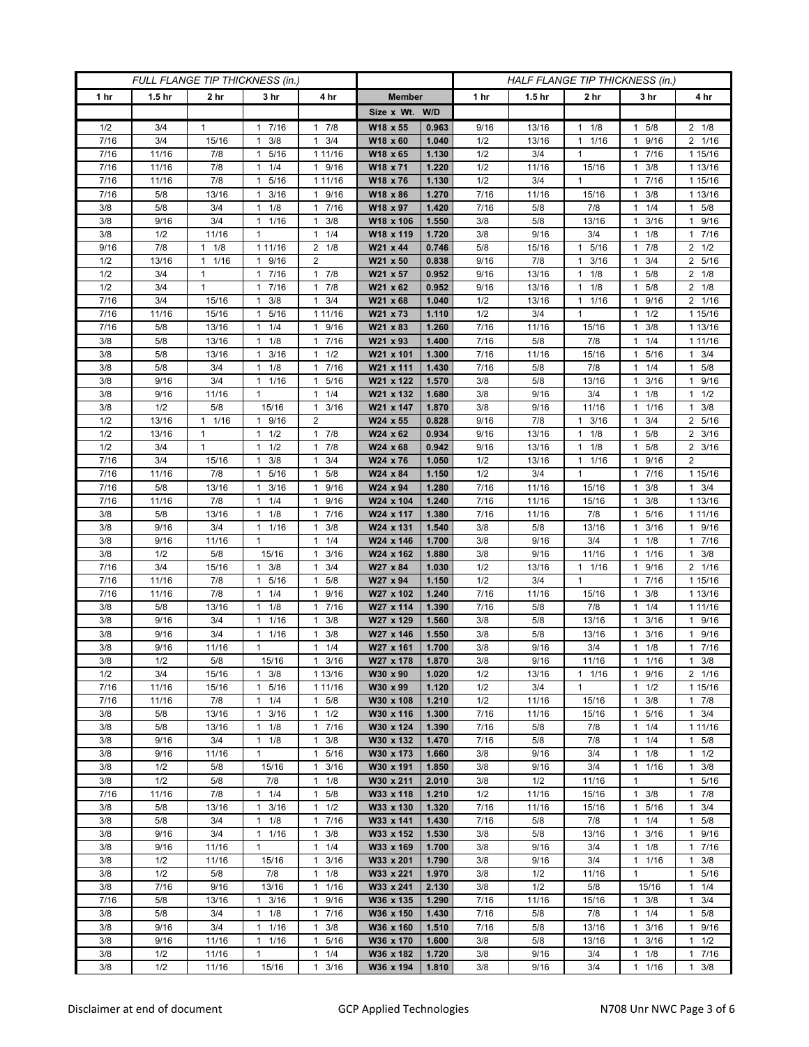| FULL FLANGE TIP THICKNESS (in.) | | | | | | | HALF FLANGE TIP THICKNESS (in.) | | | | |
|---|---|---|---|---|---|---|---|---|---|---|---|
| 1 hr | 1.5 hr | 2 hr | 3 hr | 4 hr | Member | | 1 hr | 1.5 hr | 2 hr | 3 hr | 4 hr |
| | | | | | Size x Wt. | W/D | | | | | |
| 1/2 | 3/4 | 1 | 1 7/16 | 1 7/8 | W18 x 55 | 0.963 | 9/16 | 13/16 | 1 1/8 | 1 5/8 | 2 1/8 |
| 7/16 | 3/4 | 15/16 | 1 3/8 | 1 3/4 | W18 x 60 | 1.040 | 1/2 | 13/16 | 1 1/16 | 1 9/16 | 2 1/16 |
| 7/16 | 11/16 | 7/8 | 1 5/16 | 1 11/16 | W18 x 65 | 1.130 | 1/2 | 3/4 | 1 | 1 7/16 | 1 15/16 |
| 7/16 | 11/16 | 7/8 | 1 1/4 | 1 9/16 | W18 x 71 | 1.220 | 1/2 | 11/16 | 15/16 | 1 3/8 | 1 13/16 |
| 7/16 | 11/16 | 7/8 | 1 5/16 | 1 11/16 | W18 x 76 | 1.130 | 1/2 | 3/4 | 1 | 1 7/16 | 1 15/16 |
| 7/16 | 5/8 | 13/16 | 1 3/16 | 1 9/16 | W18 x 86 | 1.270 | 7/16 | 11/16 | 15/16 | 1 3/8 | 1 13/16 |
| 3/8 | 5/8 | 3/4 | 1 1/8 | 1 7/16 | W18 x 97 | 1.420 | 7/16 | 5/8 | 7/8 | 1 1/4 | 1 5/8 |
| 3/8 | 9/16 | 3/4 | 1 1/16 | 1 3/8 | W18 x 106 | 1.550 | 3/8 | 5/8 | 13/16 | 1 3/16 | 1 9/16 |
| 3/8 | 1/2 | 11/16 | 1 | 1 1/4 | W18 x 119 | 1.720 | 3/8 | 9/16 | 3/4 | 1 1/8 | 1 7/16 |
| 9/16 | 7/8 | 1 1/8 | 1 11/16 | 2 1/8 | W21 x 44 | 0.746 | 5/8 | 15/16 | 1 5/16 | 1 7/8 | 2 1/2 |
| 1/2 | 13/16 | 1 1/16 | 1 9/16 | 2 | W21 x 50 | 0.838 | 9/16 | 7/8 | 1 3/16 | 1 3/4 | 2 5/16 |
| 1/2 | 3/4 | 1 | 1 7/16 | 1 7/8 | W21 x 57 | 0.952 | 9/16 | 13/16 | 1 1/8 | 1 5/8 | 2 1/8 |
| 1/2 | 3/4 | 1 | 1 7/16 | 1 7/8 | W21 x 62 | 0.952 | 9/16 | 13/16 | 1 1/8 | 1 5/8 | 2 1/8 |
| 7/16 | 3/4 | 15/16 | 1 3/8 | 1 3/4 | W21 x 68 | 1.040 | 1/2 | 13/16 | 1 1/16 | 1 9/16 | 2 1/16 |
| 7/16 | 11/16 | 15/16 | 1 5/16 | 1 11/16 | W21 x 73 | 1.110 | 1/2 | 3/4 | 1 | 1 1/2 | 1 15/16 |
| 7/16 | 5/8 | 13/16 | 1 1/4 | 1 9/16 | W21 x 83 | 1.260 | 7/16 | 11/16 | 15/16 | 1 3/8 | 1 13/16 |
| 3/8 | 5/8 | 13/16 | 1 1/8 | 1 7/16 | W21 x 93 | 1.400 | 7/16 | 5/8 | 7/8 | 1 1/4 | 1 11/16 |
| 3/8 | 5/8 | 13/16 | 1 3/16 | 1 1/2 | W21 x 101 | 1.300 | 7/16 | 11/16 | 15/16 | 1 5/16 | 1 3/4 |
| 3/8 | 5/8 | 3/4 | 1 1/8 | 1 7/16 | W21 x 111 | 1.430 | 7/16 | 5/8 | 7/8 | 1 1/4 | 1 5/8 |
| 3/8 | 9/16 | 3/4 | 1 1/16 | 1 5/16 | W21 x 122 | 1.570 | 3/8 | 5/8 | 13/16 | 1 3/16 | 1 9/16 |
| 3/8 | 9/16 | 11/16 | 1 | 1 1/4 | W21 x 132 | 1.680 | 3/8 | 9/16 | 3/4 | 1 1/8 | 1 1/2 |
| 3/8 | 1/2 | 5/8 | 15/16 | 1 3/16 | W21 x 147 | 1.870 | 3/8 | 9/16 | 11/16 | 1 1/16 | 1 3/8 |
| 1/2 | 13/16 | 1 1/16 | 1 9/16 | 2 | W24 x 55 | 0.828 | 9/16 | 7/8 | 1 3/16 | 1 3/4 | 2 5/16 |
| 1/2 | 13/16 | 1 | 1 1/2 | 1 7/8 | W24 x 62 | 0.934 | 9/16 | 13/16 | 1 1/8 | 1 5/8 | 2 3/16 |
| 1/2 | 3/4 | 1 | 1 1/2 | 1 7/8 | W24 x 68 | 0.942 | 9/16 | 13/16 | 1 1/8 | 1 5/8 | 2 3/16 |
| 7/16 | 3/4 | 15/16 | 1 3/8 | 1 3/4 | W24 x 76 | 1.050 | 1/2 | 13/16 | 1 1/16 | 1 9/16 | 2 |
| 7/16 | 11/16 | 7/8 | 1 5/16 | 1 5/8 | W24 x 84 | 1.150 | 1/2 | 3/4 | 1 | 1 7/16 | 1 15/16 |
| 7/16 | 5/8 | 13/16 | 1 3/16 | 1 9/16 | W24 x 94 | 1.280 | 7/16 | 11/16 | 15/16 | 1 3/8 | 1 3/4 |
| 7/16 | 11/16 | 7/8 | 1 1/4 | 1 9/16 | W24 x 104 | 1.240 | 7/16 | 11/16 | 15/16 | 1 3/8 | 1 13/16 |
| 3/8 | 5/8 | 13/16 | 1 1/8 | 1 7/16 | W24 x 117 | 1.380 | 7/16 | 11/16 | 7/8 | 1 5/16 | 1 11/16 |
| 3/8 | 9/16 | 3/4 | 1 1/16 | 1 3/8 | W24 x 131 | 1.540 | 3/8 | 5/8 | 13/16 | 1 3/16 | 1 9/16 |
| 3/8 | 9/16 | 11/16 | 1 | 1 1/4 | W24 x 146 | 1.700 | 3/8 | 9/16 | 3/4 | 1 1/8 | 1 7/16 |
| 3/8 | 1/2 | 5/8 | 15/16 | 1 3/16 | W24 x 162 | 1.880 | 3/8 | 9/16 | 11/16 | 1 1/16 | 1 3/8 |
| 7/16 | 3/4 | 15/16 | 1 3/8 | 1 3/4 | W27 x 84 | 1.030 | 1/2 | 13/16 | 1 1/16 | 1 9/16 | 2 1/16 |
| 7/16 | 11/16 | 7/8 | 1 5/16 | 1 5/8 | W27 x 94 | 1.150 | 1/2 | 3/4 | 1 | 1 7/16 | 1 15/16 |
| 7/16 | 11/16 | 7/8 | 1 1/4 | 1 9/16 | W27 x 102 | 1.240 | 7/16 | 11/16 | 15/16 | 1 3/8 | 1 13/16 |
| 3/8 | 5/8 | 13/16 | 1 1/8 | 1 7/16 | W27 x 114 | 1.390 | 7/16 | 5/8 | 7/8 | 1 1/4 | 1 11/16 |
| 3/8 | 9/16 | 3/4 | 1 1/16 | 1 3/8 | W27 x 129 | 1.560 | 3/8 | 5/8 | 13/16 | 1 3/16 | 1 9/16 |
| 3/8 | 9/16 | 3/4 | 1 1/16 | 1 3/8 | W27 x 146 | 1.550 | 3/8 | 5/8 | 13/16 | 1 3/16 | 1 9/16 |
| 3/8 | 9/16 | 11/16 | 1 | 1 1/4 | W27 x 161 | 1.700 | 3/8 | 9/16 | 3/4 | 1 1/8 | 1 7/16 |
| 3/8 | 1/2 | 5/8 | 15/16 | 1 3/16 | W27 x 178 | 1.870 | 3/8 | 9/16 | 11/16 | 1 1/16 | 1 3/8 |
| 1/2 | 3/4 | 15/16 | 1 3/8 | 1 13/16 | W30 x 90 | 1.020 | 1/2 | 13/16 | 1 1/16 | 1 9/16 | 2 1/16 |
| 7/16 | 11/16 | 15/16 | 1 5/16 | 1 11/16 | W30 x 99 | 1.120 | 1/2 | 3/4 | 1 | 1 1/2 | 1 15/16 |
| 7/16 | 11/16 | 7/8 | 1 1/4 | 1 5/8 | W30 x 108 | 1.210 | 1/2 | 11/16 | 15/16 | 1 3/8 | 1 7/8 |
| 3/8 | 5/8 | 13/16 | 1 3/16 | 1 1/2 | W30 x 116 | 1.300 | 7/16 | 11/16 | 15/16 | 1 5/16 | 1 3/4 |
| 3/8 | 5/8 | 13/16 | 1 1/8 | 1 7/16 | W30 x 124 | 1.390 | 7/16 | 5/8 | 7/8 | 1 1/4 | 1 11/16 |
| 3/8 | 9/16 | 3/4 | 1 1/8 | 1 3/8 | W30 x 132 | 1.470 | 7/16 | 5/8 | 7/8 | 1 1/4 | 1 5/8 |
| 3/8 | 9/16 | 11/16 | 1 | 1 5/16 | W30 x 173 | 1.660 | 3/8 | 9/16 | 3/4 | 1 1/8 | 1 1/2 |
| 3/8 | 1/2 | 5/8 | 15/16 | 1 3/16 | W30 x 191 | 1.850 | 3/8 | 9/16 | 3/4 | 1 1/16 | 1 3/8 |
| 3/8 | 1/2 | 5/8 | 7/8 | 1 1/8 | W30 x 211 | 2.010 | 3/8 | 1/2 | 11/16 | 1 | 1 5/16 |
| 7/16 | 11/16 | 7/8 | 1 1/4 | 1 5/8 | W33 x 118 | 1.210 | 1/2 | 11/16 | 15/16 | 1 3/8 | 1 7/8 |
| 3/8 | 5/8 | 13/16 | 1 3/16 | 1 1/2 | W33 x 130 | 1.320 | 7/16 | 11/16 | 15/16 | 1 5/16 | 1 3/4 |
| 3/8 | 5/8 | 3/4 | 1 1/8 | 1 7/16 | W33 x 141 | 1.430 | 7/16 | 5/8 | 7/8 | 1 1/4 | 1 5/8 |
| 3/8 | 9/16 | 3/4 | 1 1/16 | 1 3/8 | W33 x 152 | 1.530 | 3/8 | 5/8 | 13/16 | 1 3/16 | 1 9/16 |
| 3/8 | 9/16 | 11/16 | 1 | 1 1/4 | W33 x 169 | 1.700 | 3/8 | 9/16 | 3/4 | 1 1/8 | 1 7/16 |
| 3/8 | 1/2 | 11/16 | 15/16 | 1 3/16 | W33 x 201 | 1.790 | 3/8 | 9/16 | 3/4 | 1 1/16 | 1 3/8 |
| 3/8 | 1/2 | 5/8 | 7/8 | 1 1/8 | W33 x 221 | 1.970 | 3/8 | 1/2 | 11/16 | 1 | 1 5/16 |
| 3/8 | 7/16 | 9/16 | 13/16 | 1 1/16 | W33 x 241 | 2.130 | 3/8 | 1/2 | 5/8 | 15/16 | 1 1/4 |
| 7/16 | 5/8 | 13/16 | 1 3/16 | 1 9/16 | W36 x 135 | 1.290 | 7/16 | 11/16 | 15/16 | 1 3/8 | 1 3/4 |
| 3/8 | 5/8 | 3/4 | 1 1/8 | 1 7/16 | W36 x 150 | 1.430 | 7/16 | 5/8 | 7/8 | 1 1/4 | 1 5/8 |
| 3/8 | 9/16 | 3/4 | 1 1/16 | 1 3/8 | W36 x 160 | 1.510 | 7/16 | 5/8 | 13/16 | 1 3/16 | 1 9/16 |
| 3/8 | 9/16 | 11/16 | 1 1/16 | 1 5/16 | W36 x 170 | 1.600 | 3/8 | 5/8 | 13/16 | 1 3/16 | 1 1/2 |
| 3/8 | 1/2 | 11/16 | 1 | 1 1/4 | W36 x 182 | 1.720 | 3/8 | 9/16 | 3/4 | 1 1/8 | 1 7/16 |
| 3/8 | 1/2 | 11/16 | 15/16 | 1 3/16 | W36 x 194 | 1.810 | 3/8 | 9/16 | 3/4 | 1 1/16 | 1 3/8 |

Disclaimer at end of document

GCP Applied Technologies

N708 Unr NWC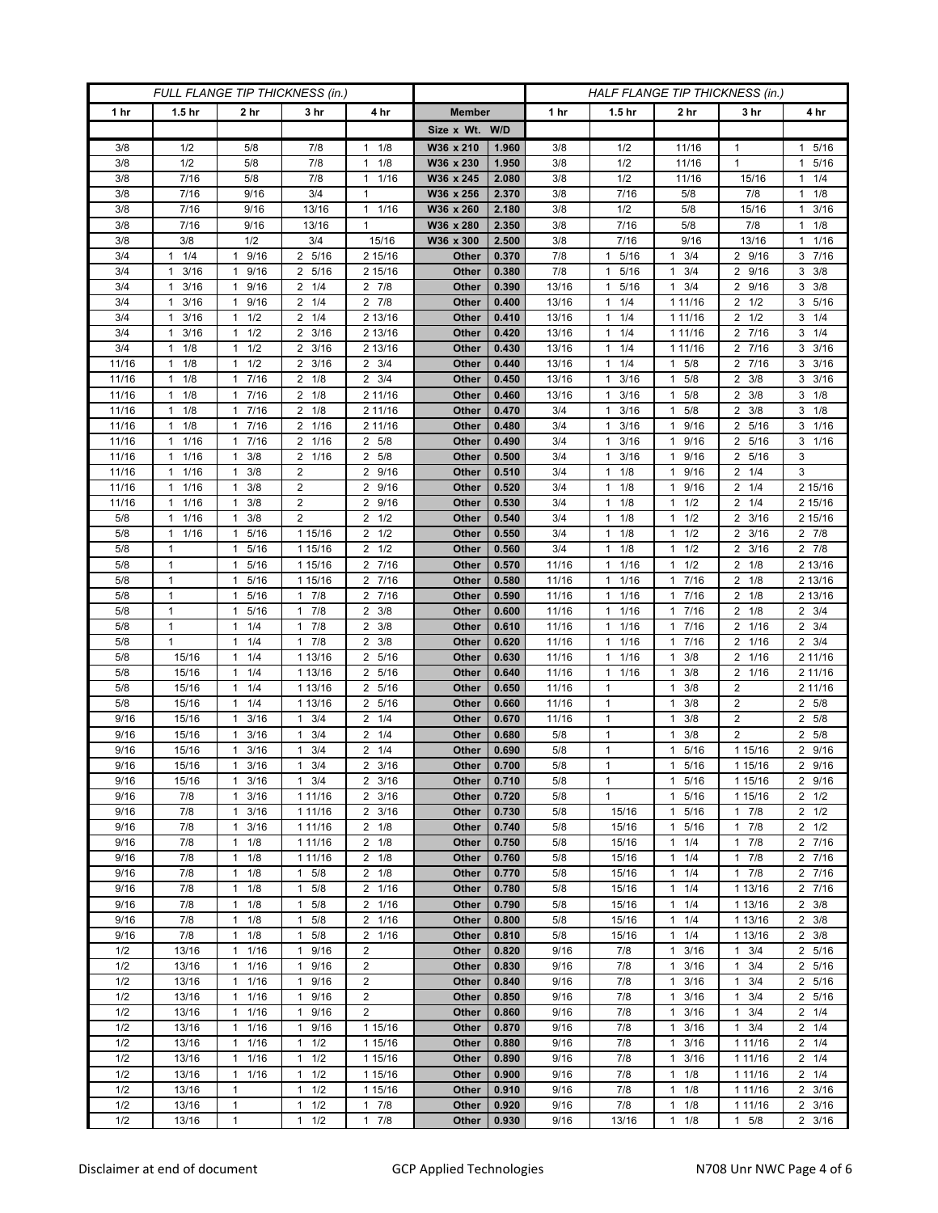| FULL FLANGE TIP THICKNESS (in.) | | | | | | | HALF FLANGE TIP THICKNESS (in.) | | | | |
|---|---|---|---|---|---|---|---|---|---|---|---|
| 1 hr | 1.5 hr | 2 hr | 3 hr | 4 hr | Member | | 1 hr | 1.5 hr | 2 hr | 3 hr | 4 hr |
| | | | | | Size x Wt. | W/D | | | | | |
| 3/8 | 1/2 | 5/8 | 7/8 | 1 1/8 | W36 x 210 | 1.960 | 3/8 | 1/2 | 11/16 | 1 | 1 5/16 |
| 3/8 | 1/2 | 5/8 | 7/8 | 1 1/8 | W36 x 230 | 1.950 | 3/8 | 1/2 | 11/16 | 1 | 1 5/16 |
| 3/8 | 7/16 | 5/8 | 7/8 | 1 1/16 | W36 x 245 | 2.080 | 3/8 | 1/2 | 11/16 | 15/16 | 1 1/4 |
| 3/8 | 7/16 | 9/16 | 3/4 | 1 | W36 x 256 | 2.370 | 3/8 | 7/16 | 5/8 | 7/8 | 1 1/8 |
| 3/8 | 7/16 | 9/16 | 13/16 | 1 1/16 | W36 x 260 | 2.180 | 3/8 | 1/2 | 5/8 | 15/16 | 1 3/16 |
| 3/8 | 7/16 | 9/16 | 13/16 | 1 | W36 x 280 | 2.350 | 3/8 | 7/16 | 5/8 | 7/8 | 1 1/8 |
| 3/8 | 3/8 | 1/2 | 3/4 | 15/16 | W36 x 300 | 2.500 | 3/8 | 7/16 | 9/16 | 13/16 | 1 1/16 |
| 3/4 | 1 1/4 | 1 9/16 | 2 5/16 | 2 15/16 | Other | 0.370 | 7/8 | 1 5/16 | 1 3/4 | 2 9/16 | 3 7/16 |
| 3/4 | 1 3/16 | 1 9/16 | 2 5/16 | 2 15/16 | Other | 0.380 | 7/8 | 1 5/16 | 1 3/4 | 2 9/16 | 3 3/8 |
| 3/4 | 1 3/16 | 1 9/16 | 2 1/4 | 2 7/8 | Other | 0.390 | 13/16 | 1 5/16 | 1 3/4 | 2 9/16 | 3 3/8 |
| 3/4 | 1 3/16 | 1 9/16 | 2 1/4 | 2 7/8 | Other | 0.400 | 13/16 | 1 1/4 | 1 11/16 | 2 1/2 | 3 5/16 |
| 3/4 | 1 3/16 | 1 1/2 | 2 1/4 | 2 13/16 | Other | 0.410 | 13/16 | 1 1/4 | 1 11/16 | 2 1/2 | 3 1/4 |
| 3/4 | 1 3/16 | 1 1/2 | 2 3/16 | 2 13/16 | Other | 0.420 | 13/16 | 1 1/4 | 1 11/16 | 2 7/16 | 3 1/4 |
| 3/4 | 1 1/8 | 1 1/2 | 2 3/16 | 2 13/16 | Other | 0.430 | 13/16 | 1 1/4 | 1 11/16 | 2 7/16 | 3 3/16 |
| 11/16 | 1 1/8 | 1 1/2 | 2 3/16 | 2 3/4 | Other | 0.440 | 13/16 | 1 1/4 | 1 5/8 | 2 7/16 | 3 3/16 |
| 11/16 | 1 1/8 | 1 7/16 | 2 1/8 | 2 3/4 | Other | 0.450 | 13/16 | 1 3/16 | 1 5/8 | 2 3/8 | 3 3/16 |
| 11/16 | 1 1/8 | 1 7/16 | 2 1/8 | 2 11/16 | Other | 0.460 | 13/16 | 1 3/16 | 1 5/8 | 2 3/8 | 3 1/8 |
| 11/16 | 1 1/8 | 1 7/16 | 2 1/8 | 2 11/16 | Other | 0.470 | 3/4 | 1 3/16 | 1 5/8 | 2 3/8 | 3 1/8 |
| 11/16 | 1 1/8 | 1 7/16 | 2 1/16 | 2 11/16 | Other | 0.480 | 3/4 | 1 3/16 | 1 9/16 | 2 5/16 | 3 1/16 |
| 11/16 | 1 1/16 | 1 7/16 | 2 1/16 | 2 5/8 | Other | 0.490 | 3/4 | 1 3/16 | 1 9/16 | 2 5/16 | 3 1/16 |
| 11/16 | 1 1/16 | 1 3/8 | 2 1/16 | 2 5/8 | Other | 0.500 | 3/4 | 1 3/16 | 1 9/16 | 2 5/16 | 3 |
| 11/16 | 1 1/16 | 1 3/8 | 2 | 2 9/16 | Other | 0.510 | 3/4 | 1 1/8 | 1 9/16 | 2 1/4 | 3 |
| 11/16 | 1 1/16 | 1 3/8 | 2 | 2 9/16 | Other | 0.520 | 3/4 | 1 1/8 | 1 9/16 | 2 1/4 | 2 15/16 |
| 11/16 | 1 1/16 | 1 3/8 | 2 | 2 9/16 | Other | 0.530 | 3/4 | 1 1/8 | 1 1/2 | 2 1/4 | 2 15/16 |
| 5/8 | 1 1/16 | 1 3/8 | 2 | 2 1/2 | Other | 0.540 | 3/4 | 1 1/8 | 1 1/2 | 2 3/16 | 2 15/16 |
| 5/8 | 1 1/16 | 1 5/16 | 1 15/16 | 2 1/2 | Other | 0.550 | 3/4 | 1 1/8 | 1 1/2 | 2 3/16 | 2 7/8 |
| 5/8 | 1 | 1 5/16 | 1 15/16 | 2 1/2 | Other | 0.560 | 3/4 | 1 1/8 | 1 1/2 | 2 3/16 | 2 7/8 |
| 5/8 | 1 | 1 5/16 | 1 15/16 | 2 7/16 | Other | 0.570 | 11/16 | 1 1/16 | 1 1/2 | 2 1/8 | 2 13/16 |
| 5/8 | 1 | 1 5/16 | 1 15/16 | 2 7/16 | Other | 0.580 | 11/16 | 1 1/16 | 1 7/16 | 2 1/8 | 2 13/16 |
| 5/8 | 1 | 1 5/16 | 1 7/8 | 2 7/16 | Other | 0.590 | 11/16 | 1 1/16 | 1 7/16 | 2 1/8 | 2 13/16 |
| 5/8 | 1 | 1 5/16 | 1 7/8 | 2 3/8 | Other | 0.600 | 11/16 | 1 1/16 | 1 7/16 | 2 1/8 | 2 3/4 |
| 5/8 | 1 | 1 1/4 | 1 7/8 | 2 3/8 | Other | 0.610 | 11/16 | 1 1/16 | 1 7/16 | 2 1/16 | 2 3/4 |
| 5/8 | 1 | 1 1/4 | 1 7/8 | 2 3/8 | Other | 0.620 | 11/16 | 1 1/16 | 1 7/16 | 2 1/16 | 2 3/4 |
| 5/8 | 15/16 | 1 1/4 | 1 13/16 | 2 5/16 | Other | 0.630 | 11/16 | 1 1/16 | 1 3/8 | 2 1/16 | 2 11/16 |
| 5/8 | 15/16 | 1 1/4 | 1 13/16 | 2 5/16 | Other | 0.640 | 11/16 | 1 1/16 | 1 3/8 | 2 1/16 | 2 11/16 |
| 5/8 | 15/16 | 1 1/4 | 1 13/16 | 2 5/16 | Other | 0.650 | 11/16 | 1 | 1 3/8 | 2 | 2 11/16 |
| 5/8 | 15/16 | 1 1/4 | 1 13/16 | 2 5/16 | Other | 0.660 | 11/16 | 1 | 1 3/8 | 2 | 2 5/8 |
| 9/16 | 15/16 | 1 3/16 | 1 3/4 | 2 1/4 | Other | 0.670 | 11/16 | 1 | 1 3/8 | 2 | 2 5/8 |
| 9/16 | 15/16 | 1 3/16 | 1 3/4 | 2 1/4 | Other | 0.680 | 5/8 | 1 | 1 3/8 | 2 | 2 5/8 |
| 9/16 | 15/16 | 1 3/16 | 1 3/4 | 2 1/4 | Other | 0.690 | 5/8 | 1 | 1 5/16 | 1 15/16 | 2 9/16 |
| 9/16 | 15/16 | 1 3/16 | 1 3/4 | 2 3/16 | Other | 0.700 | 5/8 | 1 | 1 5/16 | 1 15/16 | 2 9/16 |
| 9/16 | 15/16 | 1 3/16 | 1 3/4 | 2 3/16 | Other | 0.710 | 5/8 | 1 | 1 5/16 | 1 15/16 | 2 9/16 |
| 9/16 | 7/8 | 1 3/16 | 1 11/16 | 2 3/16 | Other | 0.720 | 5/8 | 1 | 1 5/16 | 1 15/16 | 2 1/2 |
| 9/16 | 7/8 | 1 3/16 | 1 11/16 | 2 3/16 | Other | 0.730 | 5/8 | 15/16 | 1 5/16 | 1 7/8 | 2 1/2 |
| 9/16 | 7/8 | 1 3/16 | 1 11/16 | 2 1/8 | Other | 0.740 | 5/8 | 15/16 | 1 5/16 | 1 7/8 | 2 1/2 |
| 9/16 | 7/8 | 1 1/8 | 1 11/16 | 2 1/8 | Other | 0.750 | 5/8 | 15/16 | 1 1/4 | 1 7/8 | 2 7/16 |
| 9/16 | 7/8 | 1 1/8 | 1 11/16 | 2 1/8 | Other | 0.760 | 5/8 | 15/16 | 1 1/4 | 1 7/8 | 2 7/16 |
| 9/16 | 7/8 | 1 1/8 | 1 5/8 | 2 1/8 | Other | 0.770 | 5/8 | 15/16 | 1 1/4 | 1 7/8 | 2 7/16 |
| 9/16 | 7/8 | 1 1/8 | 1 5/8 | 2 1/16 | Other | 0.780 | 5/8 | 15/16 | 1 1/4 | 1 13/16 | 2 7/16 |
| 9/16 | 7/8 | 1 1/8 | 1 5/8 | 2 1/16 | Other | 0.790 | 5/8 | 15/16 | 1 1/4 | 1 13/16 | 2 3/8 |
| 9/16 | 7/8 | 1 1/8 | 1 5/8 | 2 1/16 | Other | 0.800 | 5/8 | 15/16 | 1 1/4 | 1 13/16 | 2 3/8 |
| 9/16 | 7/8 | 1 1/8 | 1 5/8 | 2 1/16 | Other | 0.810 | 5/8 | 15/16 | 1 1/4 | 1 13/16 | 2 3/8 |
| 1/2 | 13/16 | 1 1/16 | 1 9/16 | 2 | Other | 0.820 | 9/16 | 7/8 | 1 3/16 | 1 3/4 | 2 5/16 |
| 1/2 | 13/16 | 1 1/16 | 1 9/16 | 2 | Other | 0.830 | 9/16 | 7/8 | 1 3/16 | 1 3/4 | 2 5/16 |
| 1/2 | 13/16 | 1 1/16 | 1 9/16 | 2 | Other | 0.840 | 9/16 | 7/8 | 1 3/16 | 1 3/4 | 2 5/16 |
| 1/2 | 13/16 | 1 1/16 | 1 9/16 | 2 | Other | 0.850 | 9/16 | 7/8 | 1 3/16 | 1 3/4 | 2 5/16 |
| 1/2 | 13/16 | 1 1/16 | 1 9/16 | 2 | Other | 0.860 | 9/16 | 7/8 | 1 3/16 | 1 3/4 | 2 1/4 |
| 1/2 | 13/16 | 1 1/16 | 1 9/16 | 1 15/16 | Other | 0.870 | 9/16 | 7/8 | 1 3/16 | 1 3/4 | 2 1/4 |
| 1/2 | 13/16 | 1 1/16 | 1 1/2 | 1 15/16 | Other | 0.880 | 9/16 | 7/8 | 1 3/16 | 1 11/16 | 2 1/4 |
| 1/2 | 13/16 | 1 1/16 | 1 1/2 | 1 15/16 | Other | 0.890 | 9/16 | 7/8 | 1 3/16 | 1 11/16 | 2 1/4 |
| 1/2 | 13/16 | 1 1/16 | 1 1/2 | 1 15/16 | Other | 0.900 | 9/16 | 7/8 | 1 1/8 | 1 11/16 | 2 1/4 |
| 1/2 | 13/16 | 1 | 1 1/2 | 1 15/16 | Other | 0.910 | 9/16 | 7/8 | 1 1/8 | 1 11/16 | 2 3/16 |
| 1/2 | 13/16 | 1 | 1 1/2 | 1 7/8 | Other | 0.920 | 9/16 | 7/8 | 1 1/8 | 1 11/16 | 2 3/16 |
| 1/2 | 13/16 | 1 | 1 1/2 | 1 7/8 | Other | 0.930 | 9/16 | 13/16 | 1 1/8 | 1 5/8 | 2 3/16 |

Disclaimer at end of document | GCP Applied Technologies | N708 Unr NWC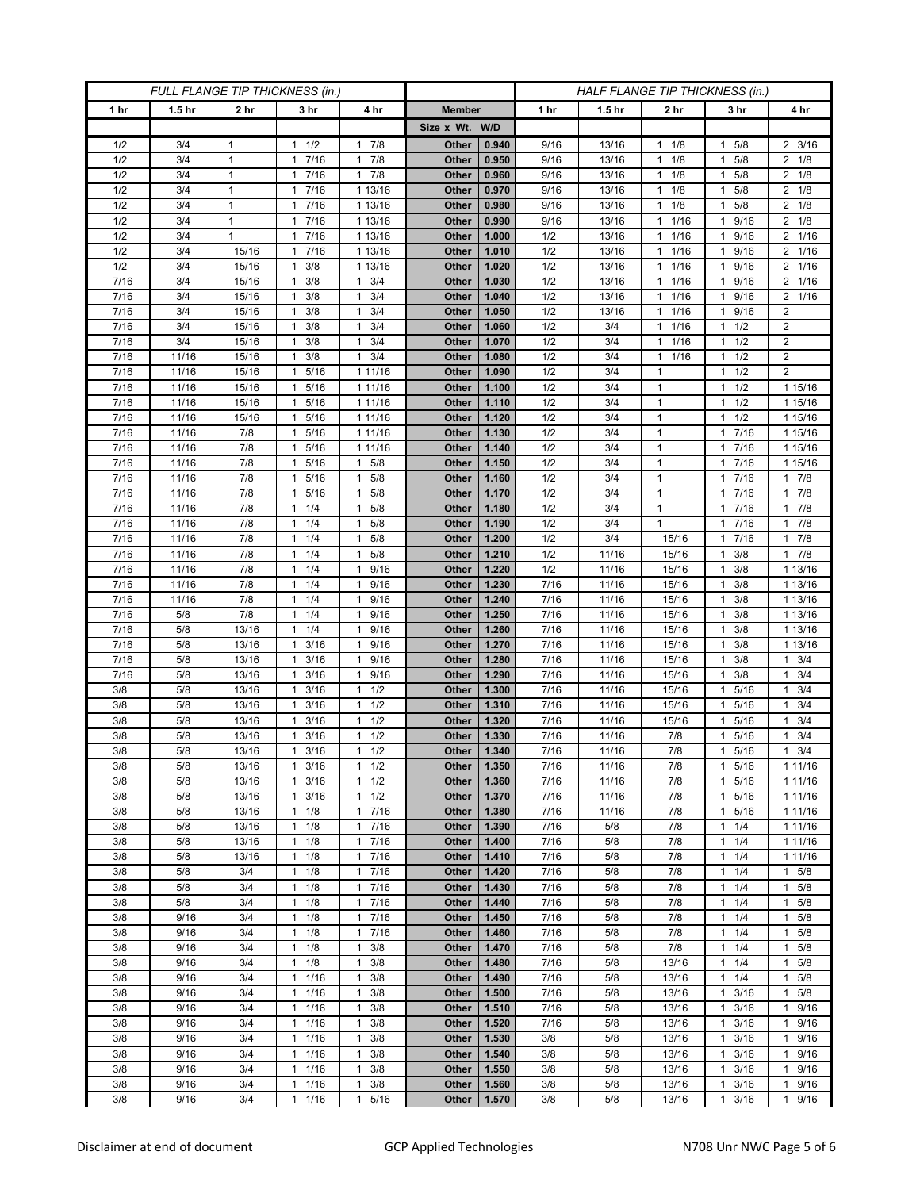| FULL FLANGE TIP THICKNESS (in.) | | | | | | | HALF FLANGE TIP THICKNESS (in.) | | | | |
|---|---|---|---|---|---|---|---|---|---|---|---|
| 1 hr | 1.5 hr | 2 hr | 3 hr | 4 hr | Member | | 1 hr | 1.5 hr | 2 hr | 3 hr | 4 hr |
| | | | | | Size x Wt. | W/D | | | | | |
| 1/2 | 3/4 | 1 | 1 1/2 | 1 7/8 | Other | 0.940 | 9/16 | 13/16 | 1 1/8 | 1 5/8 | 2 3/16 |
| 1/2 | 3/4 | 1 | 1 7/16 | 1 7/8 | Other | 0.950 | 9/16 | 13/16 | 1 1/8 | 1 5/8 | 2 1/8 |
| 1/2 | 3/4 | 1 | 1 7/16 | 1 7/8 | Other | 0.960 | 9/16 | 13/16 | 1 1/8 | 1 5/8 | 2 1/8 |
| 1/2 | 3/4 | 1 | 1 7/16 | 1 13/16 | Other | 0.970 | 9/16 | 13/16 | 1 1/8 | 1 5/8 | 2 1/8 |
| 1/2 | 3/4 | 1 | 1 7/16 | 1 13/16 | Other | 0.980 | 9/16 | 13/16 | 1 1/8 | 1 5/8 | 2 1/8 |
| 1/2 | 3/4 | 1 | 1 7/16 | 1 13/16 | Other | 0.990 | 9/16 | 13/16 | 1 1/16 | 1 9/16 | 2 1/8 |
| 1/2 | 3/4 | 1 | 1 7/16 | 1 13/16 | Other | 1.000 | 1/2 | 13/16 | 1 1/16 | 1 9/16 | 2 1/16 |
| 1/2 | 3/4 | 15/16 | 1 7/16 | 1 13/16 | Other | 1.010 | 1/2 | 13/16 | 1 1/16 | 1 9/16 | 2 1/16 |
| 1/2 | 3/4 | 15/16 | 1 3/8 | 1 13/16 | Other | 1.020 | 1/2 | 13/16 | 1 1/16 | 1 9/16 | 2 1/16 |
| 7/16 | 3/4 | 15/16 | 1 3/8 | 1 3/4 | Other | 1.030 | 1/2 | 13/16 | 1 1/16 | 1 9/16 | 2 1/16 |
| 7/16 | 3/4 | 15/16 | 1 3/8 | 1 3/4 | Other | 1.040 | 1/2 | 13/16 | 1 1/16 | 1 9/16 | 2 1/16 |
| 7/16 | 3/4 | 15/16 | 1 3/8 | 1 3/4 | Other | 1.050 | 1/2 | 13/16 | 1 1/16 | 1 9/16 | 2 |
| 7/16 | 3/4 | 15/16 | 1 3/8 | 1 3/4 | Other | 1.060 | 1/2 | 3/4 | 1 1/16 | 1 1/2 | 2 |
| 7/16 | 3/4 | 15/16 | 1 3/8 | 1 3/4 | Other | 1.070 | 1/2 | 3/4 | 1 1/16 | 1 1/2 | 2 |
| 7/16 | 11/16 | 15/16 | 1 3/8 | 1 3/4 | Other | 1.080 | 1/2 | 3/4 | 1 1/16 | 1 1/2 | 2 |
| 7/16 | 11/16 | 15/16 | 1 5/16 | 1 11/16 | Other | 1.090 | 1/2 | 3/4 | 1 | 1 1/2 | 2 |
| 7/16 | 11/16 | 15/16 | 1 5/16 | 1 11/16 | Other | 1.100 | 1/2 | 3/4 | 1 | 1 1/2 | 1 15/16 |
| 7/16 | 11/16 | 15/16 | 1 5/16 | 1 11/16 | Other | 1.110 | 1/2 | 3/4 | 1 | 1 1/2 | 1 15/16 |
| 7/16 | 11/16 | 15/16 | 1 5/16 | 1 11/16 | Other | 1.120 | 1/2 | 3/4 | 1 | 1 1/2 | 1 15/16 |
| 7/16 | 11/16 | 7/8 | 1 5/16 | 1 11/16 | Other | 1.130 | 1/2 | 3/4 | 1 | 1 7/16 | 1 15/16 |
| 7/16 | 11/16 | 7/8 | 1 5/16 | 1 11/16 | Other | 1.140 | 1/2 | 3/4 | 1 | 1 7/16 | 1 15/16 |
| 7/16 | 11/16 | 7/8 | 1 5/16 | 1 5/8 | Other | 1.150 | 1/2 | 3/4 | 1 | 1 7/16 | 1 15/16 |
| 7/16 | 11/16 | 7/8 | 1 5/16 | 1 5/8 | Other | 1.160 | 1/2 | 3/4 | 1 | 1 7/16 | 1 7/8 |
| 7/16 | 11/16 | 7/8 | 1 5/16 | 1 5/8 | Other | 1.170 | 1/2 | 3/4 | 1 | 1 7/16 | 1 7/8 |
| 7/16 | 11/16 | 7/8 | 1 1/4 | 1 5/8 | Other | 1.180 | 1/2 | 3/4 | 1 | 1 7/16 | 1 7/8 |
| 7/16 | 11/16 | 7/8 | 1 1/4 | 1 5/8 | Other | 1.190 | 1/2 | 3/4 | 1 | 1 7/16 | 1 7/8 |
| 7/16 | 11/16 | 7/8 | 1 1/4 | 1 5/8 | Other | 1.200 | 1/2 | 3/4 | 15/16 | 1 7/16 | 1 7/8 |
| 7/16 | 11/16 | 7/8 | 1 1/4 | 1 5/8 | Other | 1.210 | 1/2 | 11/16 | 15/16 | 1 3/8 | 1 7/8 |
| 7/16 | 11/16 | 7/8 | 1 1/4 | 1 9/16 | Other | 1.220 | 1/2 | 11/16 | 15/16 | 1 3/8 | 1 13/16 |
| 7/16 | 11/16 | 7/8 | 1 1/4 | 1 9/16 | Other | 1.230 | 7/16 | 11/16 | 15/16 | 1 3/8 | 1 13/16 |
| 7/16 | 11/16 | 7/8 | 1 1/4 | 1 9/16 | Other | 1.240 | 7/16 | 11/16 | 15/16 | 1 3/8 | 1 13/16 |
| 7/16 | 5/8 | 7/8 | 1 1/4 | 1 9/16 | Other | 1.250 | 7/16 | 11/16 | 15/16 | 1 3/8 | 1 13/16 |
| 7/16 | 5/8 | 13/16 | 1 1/4 | 1 9/16 | Other | 1.260 | 7/16 | 11/16 | 15/16 | 1 3/8 | 1 13/16 |
| 7/16 | 5/8 | 13/16 | 1 3/16 | 1 9/16 | Other | 1.270 | 7/16 | 11/16 | 15/16 | 1 3/8 | 1 13/16 |
| 7/16 | 5/8 | 13/16 | 1 3/16 | 1 9/16 | Other | 1.280 | 7/16 | 11/16 | 15/16 | 1 3/8 | 1 3/4 |
| 7/16 | 5/8 | 13/16 | 1 3/16 | 1 9/16 | Other | 1.290 | 7/16 | 11/16 | 15/16 | 1 3/8 | 1 3/4 |
| 3/8 | 5/8 | 13/16 | 1 3/16 | 1 1/2 | Other | 1.300 | 7/16 | 11/16 | 15/16 | 1 5/16 | 1 3/4 |
| 3/8 | 5/8 | 13/16 | 1 3/16 | 1 1/2 | Other | 1.310 | 7/16 | 11/16 | 15/16 | 1 5/16 | 1 3/4 |
| 3/8 | 5/8 | 13/16 | 1 3/16 | 1 1/2 | Other | 1.320 | 7/16 | 11/16 | 15/16 | 1 5/16 | 1 3/4 |
| 3/8 | 5/8 | 13/16 | 1 3/16 | 1 1/2 | Other | 1.330 | 7/16 | 11/16 | 7/8 | 1 5/16 | 1 3/4 |
| 3/8 | 5/8 | 13/16 | 1 3/16 | 1 1/2 | Other | 1.340 | 7/16 | 11/16 | 7/8 | 1 5/16 | 1 3/4 |
| 3/8 | 5/8 | 13/16 | 1 3/16 | 1 1/2 | Other | 1.350 | 7/16 | 11/16 | 7/8 | 1 5/16 | 1 11/16 |
| 3/8 | 5/8 | 13/16 | 1 3/16 | 1 1/2 | Other | 1.360 | 7/16 | 11/16 | 7/8 | 1 5/16 | 1 11/16 |
| 3/8 | 5/8 | 13/16 | 1 3/16 | 1 1/2 | Other | 1.370 | 7/16 | 11/16 | 7/8 | 1 5/16 | 1 11/16 |
| 3/8 | 5/8 | 13/16 | 1 1/8 | 1 7/16 | Other | 1.380 | 7/16 | 11/16 | 7/8 | 1 5/16 | 1 11/16 |
| 3/8 | 5/8 | 13/16 | 1 1/8 | 1 7/16 | Other | 1.390 | 7/16 | 5/8 | 7/8 | 1 1/4 | 1 11/16 |
| 3/8 | 5/8 | 13/16 | 1 1/8 | 1 7/16 | Other | 1.400 | 7/16 | 5/8 | 7/8 | 1 1/4 | 1 11/16 |
| 3/8 | 5/8 | 13/16 | 1 1/8 | 1 7/16 | Other | 1.410 | 7/16 | 5/8 | 7/8 | 1 1/4 | 1 11/16 |
| 3/8 | 5/8 | 3/4 | 1 1/8 | 1 7/16 | Other | 1.420 | 7/16 | 5/8 | 7/8 | 1 1/4 | 1 5/8 |
| 3/8 | 5/8 | 3/4 | 1 1/8 | 1 7/16 | Other | 1.430 | 7/16 | 5/8 | 7/8 | 1 1/4 | 1 5/8 |
| 3/8 | 5/8 | 3/4 | 1 1/8 | 1 7/16 | Other | 1.440 | 7/16 | 5/8 | 7/8 | 1 1/4 | 1 5/8 |
| 3/8 | 9/16 | 3/4 | 1 1/8 | 1 7/16 | Other | 1.450 | 7/16 | 5/8 | 7/8 | 1 1/4 | 1 5/8 |
| 3/8 | 9/16 | 3/4 | 1 1/8 | 1 7/16 | Other | 1.460 | 7/16 | 5/8 | 7/8 | 1 1/4 | 1 5/8 |
| 3/8 | 9/16 | 3/4 | 1 1/8 | 1 3/8 | Other | 1.470 | 7/16 | 5/8 | 7/8 | 1 1/4 | 1 5/8 |
| 3/8 | 9/16 | 3/4 | 1 1/8 | 1 3/8 | Other | 1.480 | 7/16 | 5/8 | 13/16 | 1 1/4 | 1 5/8 |
| 3/8 | 9/16 | 3/4 | 1 1/16 | 1 3/8 | Other | 1.490 | 7/16 | 5/8 | 13/16 | 1 1/4 | 1 5/8 |
| 3/8 | 9/16 | 3/4 | 1 1/16 | 1 3/8 | Other | 1.500 | 7/16 | 5/8 | 13/16 | 1 3/16 | 1 5/8 |
| 3/8 | 9/16 | 3/4 | 1 1/16 | 1 3/8 | Other | 1.510 | 7/16 | 5/8 | 13/16 | 1 3/16 | 1 9/16 |
| 3/8 | 9/16 | 3/4 | 1 1/16 | 1 3/8 | Other | 1.520 | 7/16 | 5/8 | 13/16 | 1 3/16 | 1 9/16 |
| 3/8 | 9/16 | 3/4 | 1 1/16 | 1 3/8 | Other | 1.530 | 3/8 | 5/8 | 13/16 | 1 3/16 | 1 9/16 |
| 3/8 | 9/16 | 3/4 | 1 1/16 | 1 3/8 | Other | 1.540 | 3/8 | 5/8 | 13/16 | 1 3/16 | 1 9/16 |
| 3/8 | 9/16 | 3/4 | 1 1/16 | 1 3/8 | Other | 1.550 | 3/8 | 5/8 | 13/16 | 1 3/16 | 1 9/16 |
| 3/8 | 9/16 | 3/4 | 1 1/16 | 1 3/8 | Other | 1.560 | 3/8 | 5/8 | 13/16 | 1 3/16 | 1 9/16 |
| 3/8 | 9/16 | 3/4 | 1 1/16 | 1 5/16 | Other | 1.570 | 3/8 | 5/8 | 13/16 | 1 3/16 | 1 9/16 |

Disclaimer at end of document GCP Applied Technologies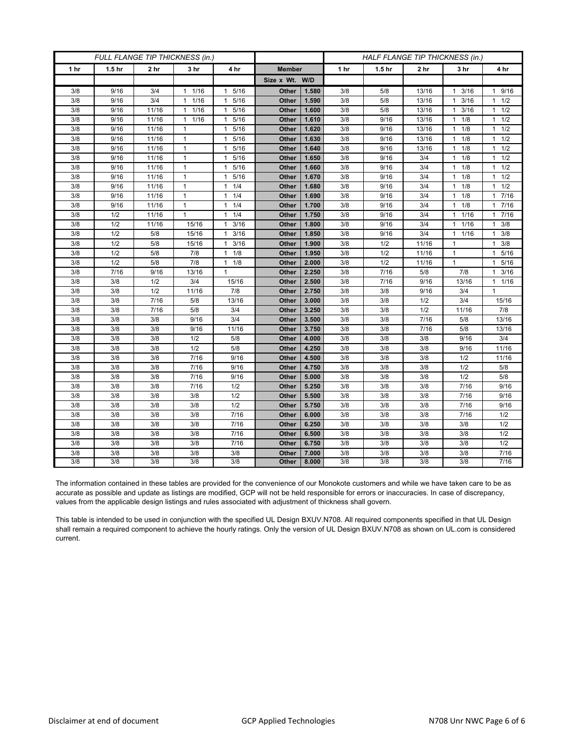| FULL FLANGE TIP THICKNESS (in.) | | | | | | | HALF FLANGE TIP THICKNESS (in.) | | | | |
|---|---|---|---|---|---|---|---|---|---|---|---|
| 1 hr | 1.5 hr | 2 hr | 3 hr | 4 hr | Member | | 1 hr | 1.5 hr | 2 hr | 3 hr | 4 hr |
| | | | | | Size x Wt. | W/D | | | | | |
| 3/8 | 9/16 | 3/4 | 1 1/16 | 1 5/16 | Other | 1.580 | 3/8 | 5/8 | 13/16 | 1 3/16 | 1 9/16 |
| 3/8 | 9/16 | 3/4 | 1 1/16 | 1 5/16 | Other | 1.590 | 3/8 | 5/8 | 13/16 | 1 3/16 | 1 1/2 |
| 3/8 | 9/16 | 11/16 | 1 1/16 | 1 5/16 | Other | 1.600 | 3/8 | 5/8 | 13/16 | 1 3/16 | 1 1/2 |
| 3/8 | 9/16 | 11/16 | 1 1/16 | 1 5/16 | Other | 1.610 | 3/8 | 9/16 | 13/16 | 1 1/8 | 1 1/2 |
| 3/8 | 9/16 | 11/16 | 1 | 1 5/16 | Other | 1.620 | 3/8 | 9/16 | 13/16 | 1 1/8 | 1 1/2 |
| 3/8 | 9/16 | 11/16 | 1 | 1 5/16 | Other | 1.630 | 3/8 | 9/16 | 13/16 | 1 1/8 | 1 1/2 |
| 3/8 | 9/16 | 11/16 | 1 | 1 5/16 | Other | 1.640 | 3/8 | 9/16 | 13/16 | 1 1/8 | 1 1/2 |
| 3/8 | 9/16 | 11/16 | 1 | 1 5/16 | Other | 1.650 | 3/8 | 9/16 | 3/4 | 1 1/8 | 1 1/2 |
| 3/8 | 9/16 | 11/16 | 1 | 1 5/16 | Other | 1.660 | 3/8 | 9/16 | 3/4 | 1 1/8 | 1 1/2 |
| 3/8 | 9/16 | 11/16 | 1 | 1 5/16 | Other | 1.670 | 3/8 | 9/16 | 3/4 | 1 1/8 | 1 1/2 |
| 3/8 | 9/16 | 11/16 | 1 | 1 1/4 | Other | 1.680 | 3/8 | 9/16 | 3/4 | 1 1/8 | 1 1/2 |
| 3/8 | 9/16 | 11/16 | 1 | 1 1/4 | Other | 1.690 | 3/8 | 9/16 | 3/4 | 1 1/8 | 1 7/16 |
| 3/8 | 9/16 | 11/16 | 1 | 1 1/4 | Other | 1.700 | 3/8 | 9/16 | 3/4 | 1 1/8 | 1 7/16 |
| 3/8 | 1/2 | 11/16 | 1 | 1 1/4 | Other | 1.750 | 3/8 | 9/16 | 3/4 | 1 1/16 | 1 7/16 |
| 3/8 | 1/2 | 11/16 | 15/16 | 1 3/16 | Other | 1.800 | 3/8 | 9/16 | 3/4 | 1 1/16 | 1 3/8 |
| 3/8 | 1/2 | 5/8 | 15/16 | 1 3/16 | Other | 1.850 | 3/8 | 9/16 | 3/4 | 1 1/16 | 1 3/8 |
| 3/8 | 1/2 | 5/8 | 15/16 | 1 3/16 | Other | 1.900 | 3/8 | 1/2 | 11/16 | 1 | 1 3/8 |
| 3/8 | 1/2 | 5/8 | 7/8 | 1 1/8 | Other | 1.950 | 3/8 | 1/2 | 11/16 | 1 | 1 5/16 |
| 3/8 | 1/2 | 5/8 | 7/8 | 1 1/8 | Other | 2.000 | 3/8 | 1/2 | 11/16 | 1 | 1 5/16 |
| 3/8 | 7/16 | 9/16 | 13/16 | 1 | Other | 2.250 | 3/8 | 7/16 | 5/8 | 7/8 | 1 3/16 |
| 3/8 | 3/8 | 1/2 | 3/4 | 15/16 | Other | 2.500 | 3/8 | 7/16 | 9/16 | 13/16 | 1 1/16 |
| 3/8 | 3/8 | 1/2 | 11/16 | 7/8 | Other | 2.750 | 3/8 | 3/8 | 9/16 | 3/4 | 1 |
| 3/8 | 3/8 | 7/16 | 5/8 | 13/16 | Other | 3.000 | 3/8 | 3/8 | 1/2 | 3/4 | 15/16 |
| 3/8 | 3/8 | 7/16 | 5/8 | 3/4 | Other | 3.250 | 3/8 | 3/8 | 1/2 | 11/16 | 7/8 |
| 3/8 | 3/8 | 3/8 | 9/16 | 3/4 | Other | 3.500 | 3/8 | 3/8 | 7/16 | 5/8 | 13/16 |
| 3/8 | 3/8 | 3/8 | 9/16 | 11/16 | Other | 3.750 | 3/8 | 3/8 | 7/16 | 5/8 | 13/16 |
| 3/8 | 3/8 | 3/8 | 1/2 | 5/8 | Other | 4.000 | 3/8 | 3/8 | 3/8 | 9/16 | 3/4 |
| 3/8 | 3/8 | 3/8 | 1/2 | 5/8 | Other | 4.250 | 3/8 | 3/8 | 3/8 | 9/16 | 11/16 |
| 3/8 | 3/8 | 3/8 | 7/16 | 9/16 | Other | 4.500 | 3/8 | 3/8 | 3/8 | 1/2 | 11/16 |
| 3/8 | 3/8 | 3/8 | 7/16 | 9/16 | Other | 4.750 | 3/8 | 3/8 | 3/8 | 1/2 | 5/8 |
| 3/8 | 3/8 | 3/8 | 7/16 | 9/16 | Other | 5.000 | 3/8 | 3/8 | 3/8 | 1/2 | 5/8 |
| 3/8 | 3/8 | 3/8 | 7/16 | 1/2 | Other | 5.250 | 3/8 | 3/8 | 3/8 | 7/16 | 9/16 |
| 3/8 | 3/8 | 3/8 | 3/8 | 1/2 | Other | 5.500 | 3/8 | 3/8 | 3/8 | 7/16 | 9/16 |
| 3/8 | 3/8 | 3/8 | 3/8 | 1/2 | Other | 5.750 | 3/8 | 3/8 | 3/8 | 7/16 | 9/16 |
| 3/8 | 3/8 | 3/8 | 3/8 | 7/16 | Other | 6.000 | 3/8 | 3/8 | 3/8 | 7/16 | 1/2 |
| 3/8 | 3/8 | 3/8 | 3/8 | 7/16 | Other | 6.250 | 3/8 | 3/8 | 3/8 | 3/8 | 1/2 |
| 3/8 | 3/8 | 3/8 | 3/8 | 7/16 | Other | 6.500 | 3/8 | 3/8 | 3/8 | 3/8 | 1/2 |
| 3/8 | 3/8 | 3/8 | 3/8 | 7/16 | Other | 6.750 | 3/8 | 3/8 | 3/8 | 3/8 | 1/2 |
| 3/8 | 3/8 | 3/8 | 3/8 | 3/8 | Other | 7.000 | 3/8 | 3/8 | 3/8 | 3/8 | 7/16 |
| 3/8 | 3/8 | 3/8 | 3/8 | 3/8 | Other | 8.000 | 3/8 | 3/8 | 3/8 | 3/8 | 7/16 |

The information contained in these tables are provided for the convenience of our Monokote customers and while we have taken care to be as accurate as possible and update as listings are modified, GCP will not be held responsible for errors or inaccuracies. In case of discrepancy, values from the applicable design listings and rules associated with adjustment of thickness shall govern.

This table is intended to be used in conjunction with the specified UL Design BXUV.N708. All required components specified in that UL Design shall remain a required component to achieve the hourly ratings. Only the version of UL Design BXUV.N708 as shown on UL.com is considered current.